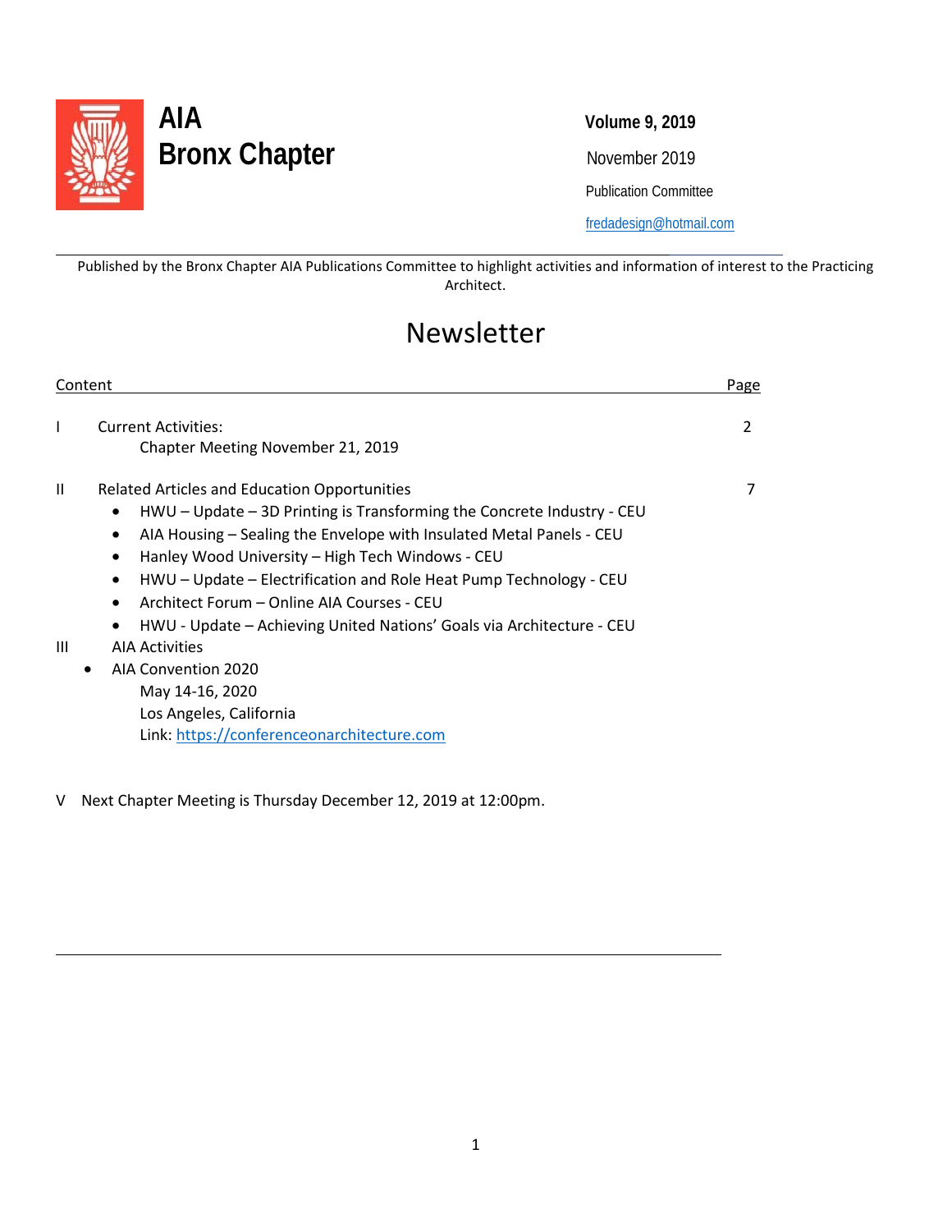# AIA Bronx Chapter

**Volume 9, 2019**

November 2019

Publication Committee

fredadesign@hotmail.com

---

Published by the Bronx Chapter AIA Publications Committee to highlight activities and information of interest to the Practicing Architect.

# Newsletter

| Content | Page |
|---|---|
| I Current Activities: Chapter Meeting November 21, 2019 | 2 |
| II Related Articles and Education Opportunities | 7 |

- HWU – Update – 3D Printing is Transforming the Concrete Industry - CEU
- AIA Housing – Sealing the Envelope with Insulated Metal Panels - CEU
- Hanley Wood University – High Tech Windows - CEU
- HWU – Update – Electrification and Role Heat Pump Technology - CEU
- Architect Forum – Online AIA Courses - CEU
- HWU - Update – Achieving United Nations' Goals via Architecture - CEU

III AIA Activities

- AIA Convention 2020
  May 14-16, 2020
  Los Angeles, California
  Link: https://conferenceonarchitecture.com

V Next Chapter Meeting is Thursday December 12, 2019 at 12:00pm.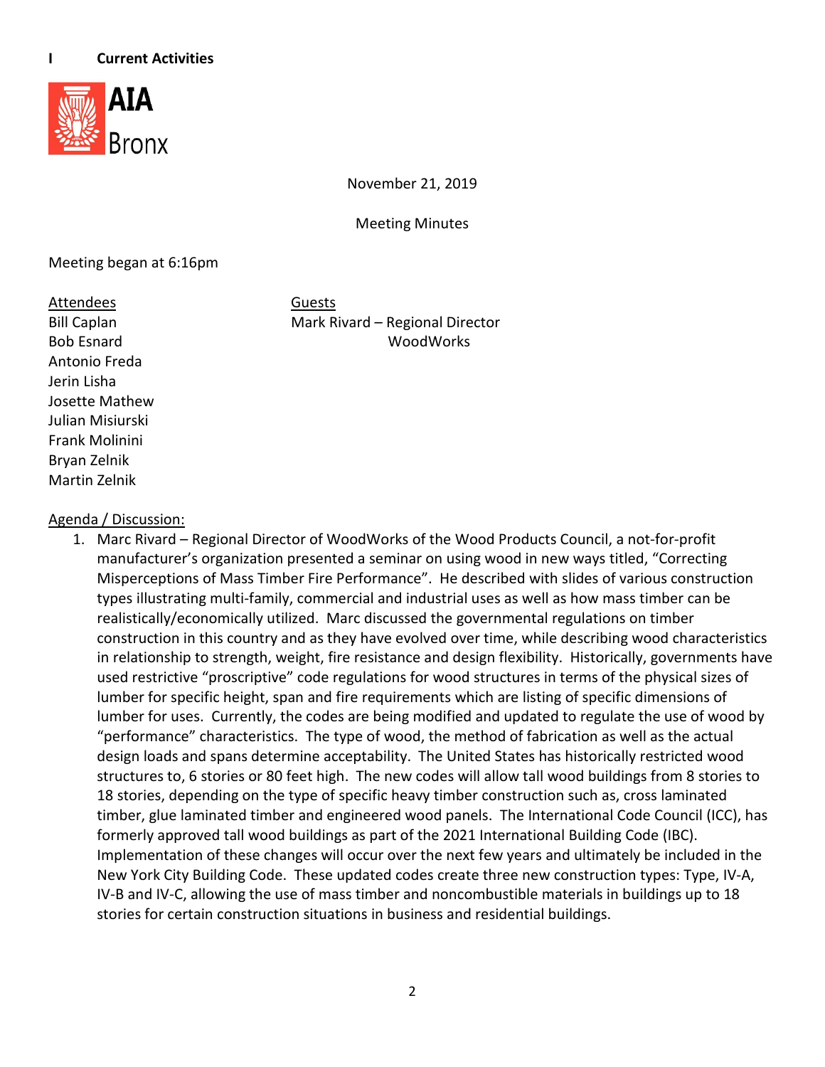**I Current Activities**

AIA Bronx

November 21, 2019

Meeting Minutes

Meeting began at 6:16pm

| Attendees | Guests |
|---|---|
| Bill Caplan | Mark Rivard – Regional Director WoodWorks |
| Bob Esnard | |
| Antonio Freda | |
| Jerin Lisha | |
| Josette Mathew | |
| Julian Misiurski | |
| Frank Molinini | |
| Bryan Zelnik | |
| Martin Zelnik | |

Agenda / Discussion:

1. Marc Rivard – Regional Director of WoodWorks of the Wood Products Council, a not-for-profit manufacturer's organization presented a seminar on using wood in new ways titled, "Correcting Misperceptions of Mass Timber Fire Performance". He described with slides of various construction types illustrating multi-family, commercial and industrial uses as well as how mass timber can be realistically/economically utilized. Marc discussed the governmental regulations on timber construction in this country and as they have evolved over time, while describing wood characteristics in relationship to strength, weight, fire resistance and design flexibility. Historically, governments have used restrictive "proscriptive" code regulations for wood structures in terms of the physical sizes of lumber for specific height, span and fire requirements which are listing of specific dimensions of lumber for uses. Currently, the codes are being modified and updated to regulate the use of wood by "performance" characteristics. The type of wood, the method of fabrication as well as the actual design loads and spans determine acceptability. The United States has historically restricted wood structures to, 6 stories or 80 feet high. The new codes will allow tall wood buildings from 8 stories to 18 stories, depending on the type of specific heavy timber construction such as, cross laminated timber, glue laminated timber and engineered wood panels. The International Code Council (ICC), has formerly approved tall wood buildings as part of the 2021 International Building Code (IBC). Implementation of these changes will occur over the next few years and ultimately be included in the New York City Building Code. These updated codes create three new construction types: Type, IV-A, IV-B and IV-C, allowing the use of mass timber and noncombustible materials in buildings up to 18 stories for certain construction situations in business and residential buildings.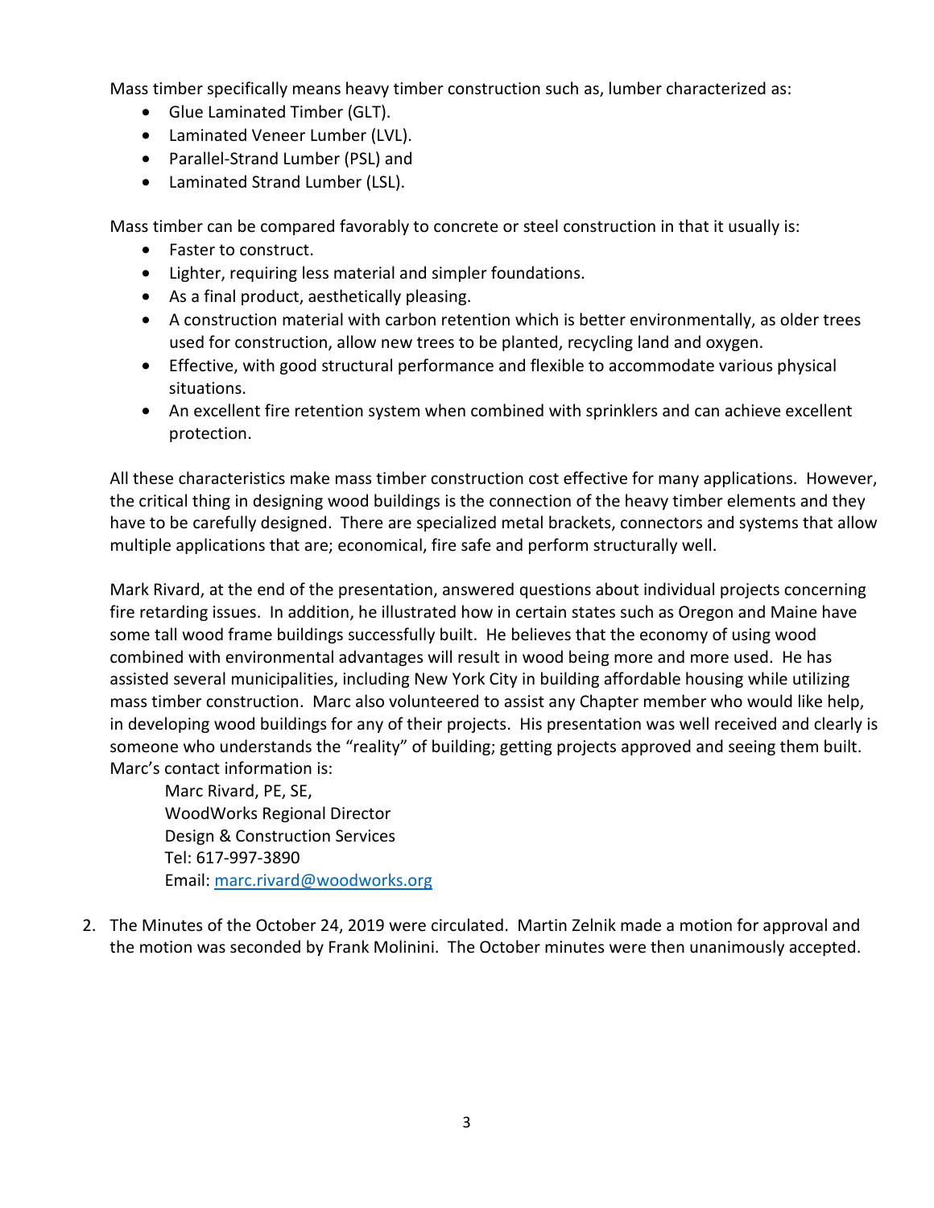Mass timber specifically means heavy timber construction such as, lumber characterized as:

- Glue Laminated Timber (GLT).
- Laminated Veneer Lumber (LVL).
- Parallel-Strand Lumber (PSL) and
- Laminated Strand Lumber (LSL).

Mass timber can be compared favorably to concrete or steel construction in that it usually is:

- Faster to construct.
- Lighter, requiring less material and simpler foundations.
- As a final product, aesthetically pleasing.
- A construction material with carbon retention which is better environmentally, as older trees used for construction, allow new trees to be planted, recycling land and oxygen.
- Effective, with good structural performance and flexible to accommodate various physical situations.
- An excellent fire retention system when combined with sprinklers and can achieve excellent protection.

All these characteristics make mass timber construction cost effective for many applications. However, the critical thing in designing wood buildings is the connection of the heavy timber elements and they have to be carefully designed. There are specialized metal brackets, connectors and systems that allow multiple applications that are; economical, fire safe and perform structurally well.

Mark Rivard, at the end of the presentation, answered questions about individual projects concerning fire retarding issues. In addition, he illustrated how in certain states such as Oregon and Maine have some tall wood frame buildings successfully built. He believes that the economy of using wood combined with environmental advantages will result in wood being more and more used. He has assisted several municipalities, including New York City in building affordable housing while utilizing mass timber construction. Marc also volunteered to assist any Chapter member who would like help, in developing wood buildings for any of their projects. His presentation was well received and clearly is someone who understands the "reality" of building; getting projects approved and seeing them built. Marc's contact information is:

> Marc Rivard, PE, SE,
> WoodWorks Regional Director
> Design & Construction Services
> Tel: 617-997-3890
> Email: marc.rivard@woodworks.org

2. The Minutes of the October 24, 2019 were circulated. Martin Zelnik made a motion for approval and the motion was seconded by Frank Molinini. The October minutes were then unanimously accepted.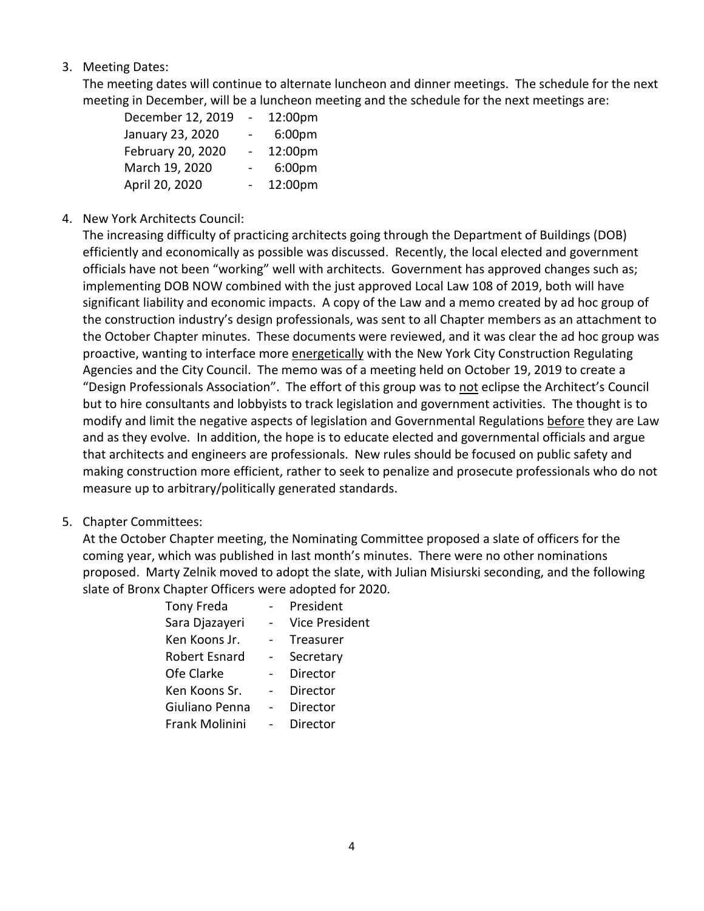3. Meeting Dates:

   The meeting dates will continue to alternate luncheon and dinner meetings. The schedule for the next meeting in December, will be a luncheon meeting and the schedule for the next meetings are:

   | | | |
   |---|---|---|
   | December 12, 2019 | - | 12:00pm |
   | January 23, 2020 | - | 6:00pm |
   | February 20, 2020 | - | 12:00pm |
   | March 19, 2020 | - | 6:00pm |
   | April 20, 2020 | - | 12:00pm |

4. New York Architects Council:

   The increasing difficulty of practicing architects going through the Department of Buildings (DOB) efficiently and economically as possible was discussed. Recently, the local elected and government officials have not been "working" well with architects. Government has approved changes such as; implementing DOB NOW combined with the just approved Local Law 108 of 2019, both will have significant liability and economic impacts. A copy of the Law and a memo created by ad hoc group of the construction industry's design professionals, was sent to all Chapter members as an attachment to the October Chapter minutes. These documents were reviewed, and it was clear the ad hoc group was proactive, wanting to interface more <u>energetically</u> with the New York City Construction Regulating Agencies and the City Council. The memo was of a meeting held on October 19, 2019 to create a "Design Professionals Association". The effort of this group was to <u>not</u> eclipse the Architect's Council but to hire consultants and lobbyists to track legislation and government activities. The thought is to modify and limit the negative aspects of legislation and Governmental Regulations <u>before</u> they are Law and as they evolve. In addition, the hope is to educate elected and governmental officials and argue that architects and engineers are professionals. New rules should be focused on public safety and making construction more efficient, rather to seek to penalize and prosecute professionals who do not measure up to arbitrary/politically generated standards.

5. Chapter Committees:

   At the October Chapter meeting, the Nominating Committee proposed a slate of officers for the coming year, which was published in last month's minutes. There were no other nominations proposed. Marty Zelnik moved to adopt the slate, with Julian Misiurski seconding, and the following slate of Bronx Chapter Officers were adopted for 2020.

   | | | |
   |---|---|---|
   | Tony Freda | - | President |
   | Sara Djazayeri | - | Vice President |
   | Ken Koons Jr. | - | Treasurer |
   | Robert Esnard | - | Secretary |
   | Ofe Clarke | - | Director |
   | Ken Koons Sr. | - | Director |
   | Giuliano Penna | - | Director |
   | Frank Molinini | - | Director |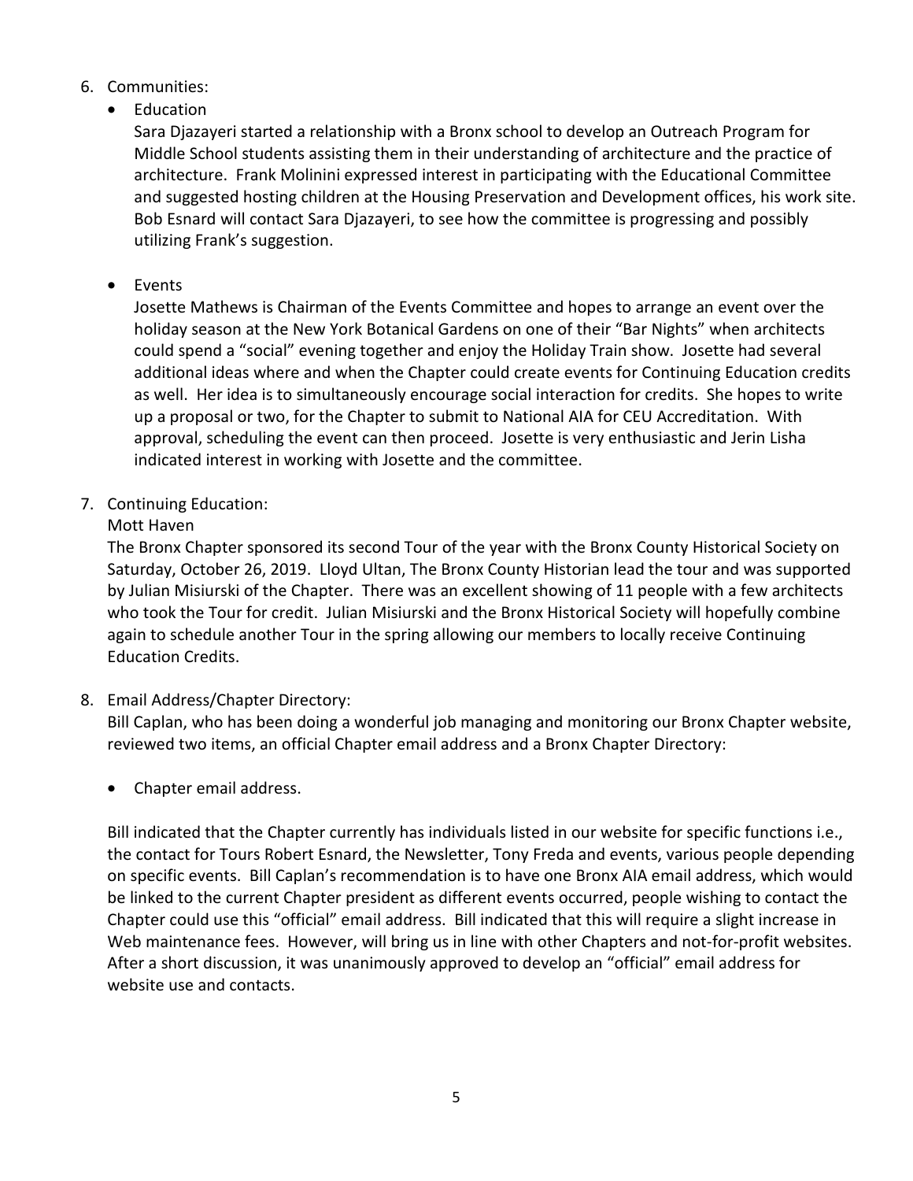6. Communities:
   - Education

     Sara Djazayeri started a relationship with a Bronx school to develop an Outreach Program for Middle School students assisting them in their understanding of architecture and the practice of architecture. Frank Molinini expressed interest in participating with the Educational Committee and suggested hosting children at the Housing Preservation and Development offices, his work site. Bob Esnard will contact Sara Djazayeri, to see how the committee is progressing and possibly utilizing Frank's suggestion.

   - Events

     Josette Mathews is Chairman of the Events Committee and hopes to arrange an event over the holiday season at the New York Botanical Gardens on one of their "Bar Nights" when architects could spend a "social" evening together and enjoy the Holiday Train show. Josette had several additional ideas where and when the Chapter could create events for Continuing Education credits as well. Her idea is to simultaneously encourage social interaction for credits. She hopes to write up a proposal or two, for the Chapter to submit to National AIA for CEU Accreditation. With approval, scheduling the event can then proceed. Josette is very enthusiastic and Jerin Lisha indicated interest in working with Josette and the committee.

7. Continuing Education:

   Mott Haven

   The Bronx Chapter sponsored its second Tour of the year with the Bronx County Historical Society on Saturday, October 26, 2019. Lloyd Ultan, The Bronx County Historian lead the tour and was supported by Julian Misiurski of the Chapter. There was an excellent showing of 11 people with a few architects who took the Tour for credit. Julian Misiurski and the Bronx Historical Society will hopefully combine again to schedule another Tour in the spring allowing our members to locally receive Continuing Education Credits.

8. Email Address/Chapter Directory:

   Bill Caplan, who has been doing a wonderful job managing and monitoring our Bronx Chapter website, reviewed two items, an official Chapter email address and a Bronx Chapter Directory:

   - Chapter email address.

   Bill indicated that the Chapter currently has individuals listed in our website for specific functions i.e., the contact for Tours Robert Esnard, the Newsletter, Tony Freda and events, various people depending on specific events. Bill Caplan's recommendation is to have one Bronx AIA email address, which would be linked to the current Chapter president as different events occurred, people wishing to contact the Chapter could use this "official" email address. Bill indicated that this will require a slight increase in Web maintenance fees. However, will bring us in line with other Chapters and not-for-profit websites. After a short discussion, it was unanimously approved to develop an "official" email address for website use and contacts.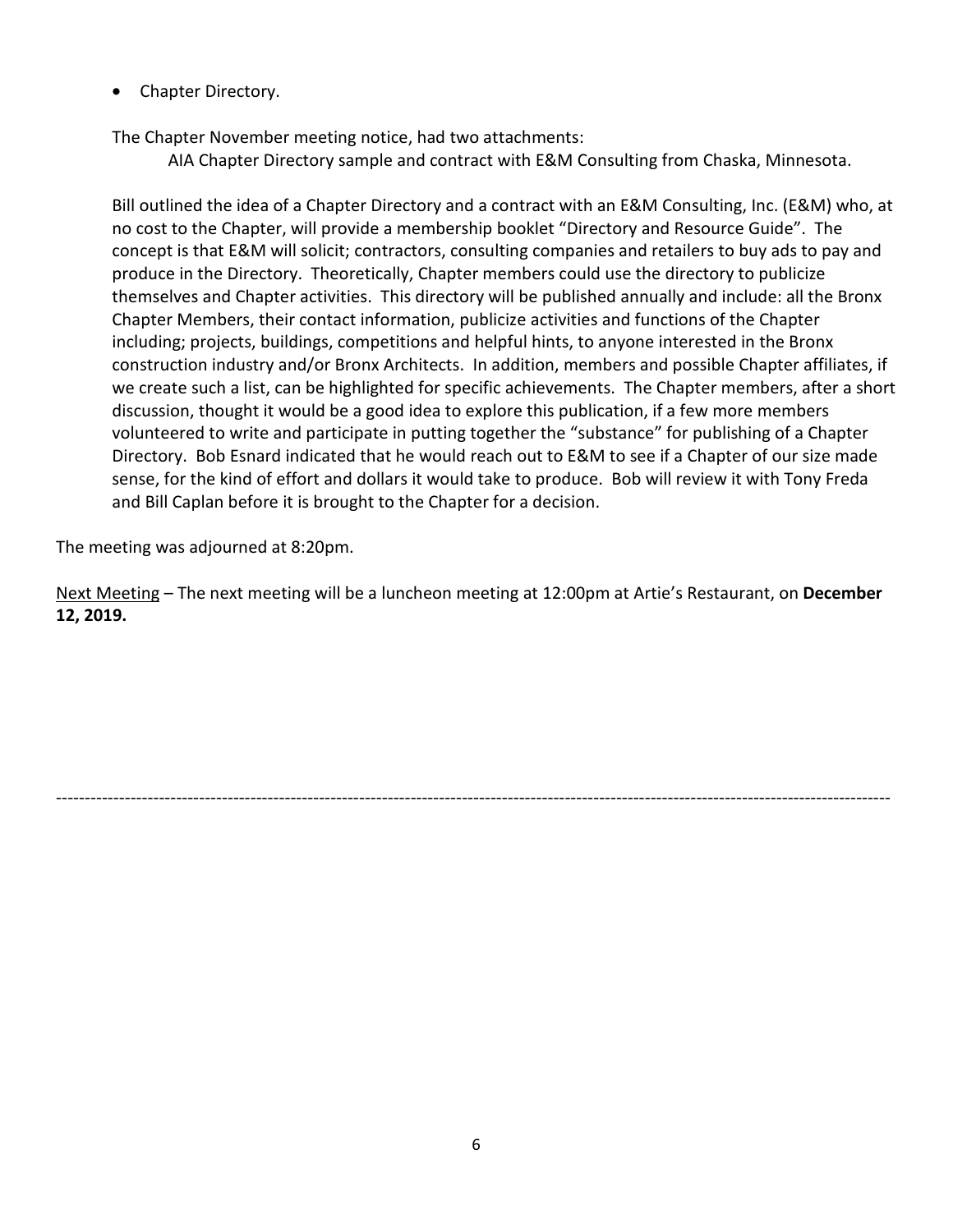- Chapter Directory.

The Chapter November meeting notice, had two attachments:

AIA Chapter Directory sample and contract with E&M Consulting from Chaska, Minnesota.

Bill outlined the idea of a Chapter Directory and a contract with an E&M Consulting, Inc. (E&M) who, at no cost to the Chapter, will provide a membership booklet "Directory and Resource Guide". The concept is that E&M will solicit; contractors, consulting companies and retailers to buy ads to pay and produce in the Directory. Theoretically, Chapter members could use the directory to publicize themselves and Chapter activities. This directory will be published annually and include: all the Bronx Chapter Members, their contact information, publicize activities and functions of the Chapter including; projects, buildings, competitions and helpful hints, to anyone interested in the Bronx construction industry and/or Bronx Architects. In addition, members and possible Chapter affiliates, if we create such a list, can be highlighted for specific achievements. The Chapter members, after a short discussion, thought it would be a good idea to explore this publication, if a few more members volunteered to write and participate in putting together the "substance" for publishing of a Chapter Directory. Bob Esnard indicated that he would reach out to E&M to see if a Chapter of our size made sense, for the kind of effort and dollars it would take to produce. Bob will review it with Tony Freda and Bill Caplan before it is brought to the Chapter for a decision.

The meeting was adjourned at 8:20pm.

Next Meeting – The next meeting will be a luncheon meeting at 12:00pm at Artie's Restaurant, on **December 12, 2019.**

---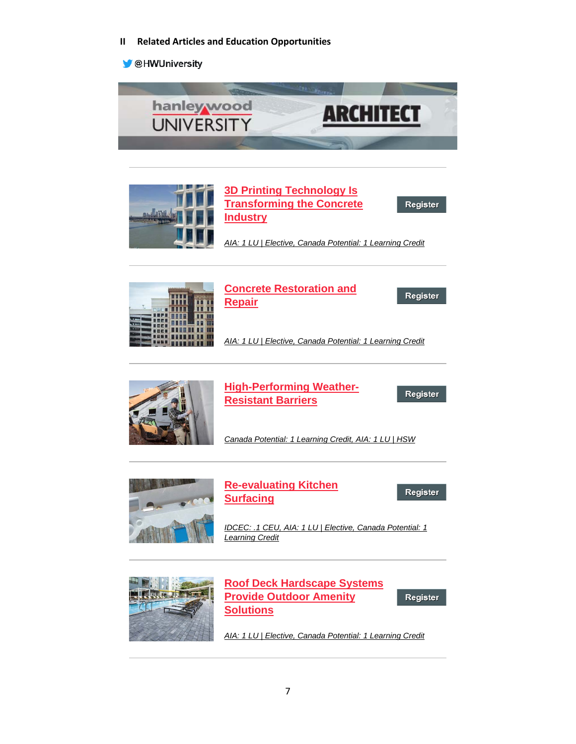## II Related Articles and Education Opportunities

@HWUniversity

hanley wood UNIVERSITY ARCHITECT

---

**3D Printing Technology Is Transforming the Concrete Industry**

Register

*AIA: 1 LU | Elective, Canada Potential: 1 Learning Credit*

---

**Concrete Restoration and Repair**

Register

*AIA: 1 LU | Elective, Canada Potential: 1 Learning Credit*

---

**High-Performing Weather-Resistant Barriers**

Register

*Canada Potential: 1 Learning Credit, AIA: 1 LU | HSW*

---

**Re-evaluating Kitchen Surfacing**

Register

*IDCEC: .1 CEU, AIA: 1 LU | Elective, Canada Potential: 1 Learning Credit*

---

**Roof Deck Hardscape Systems Provide Outdoor Amenity Solutions**

Register

*AIA: 1 LU | Elective, Canada Potential: 1 Learning Credit*

---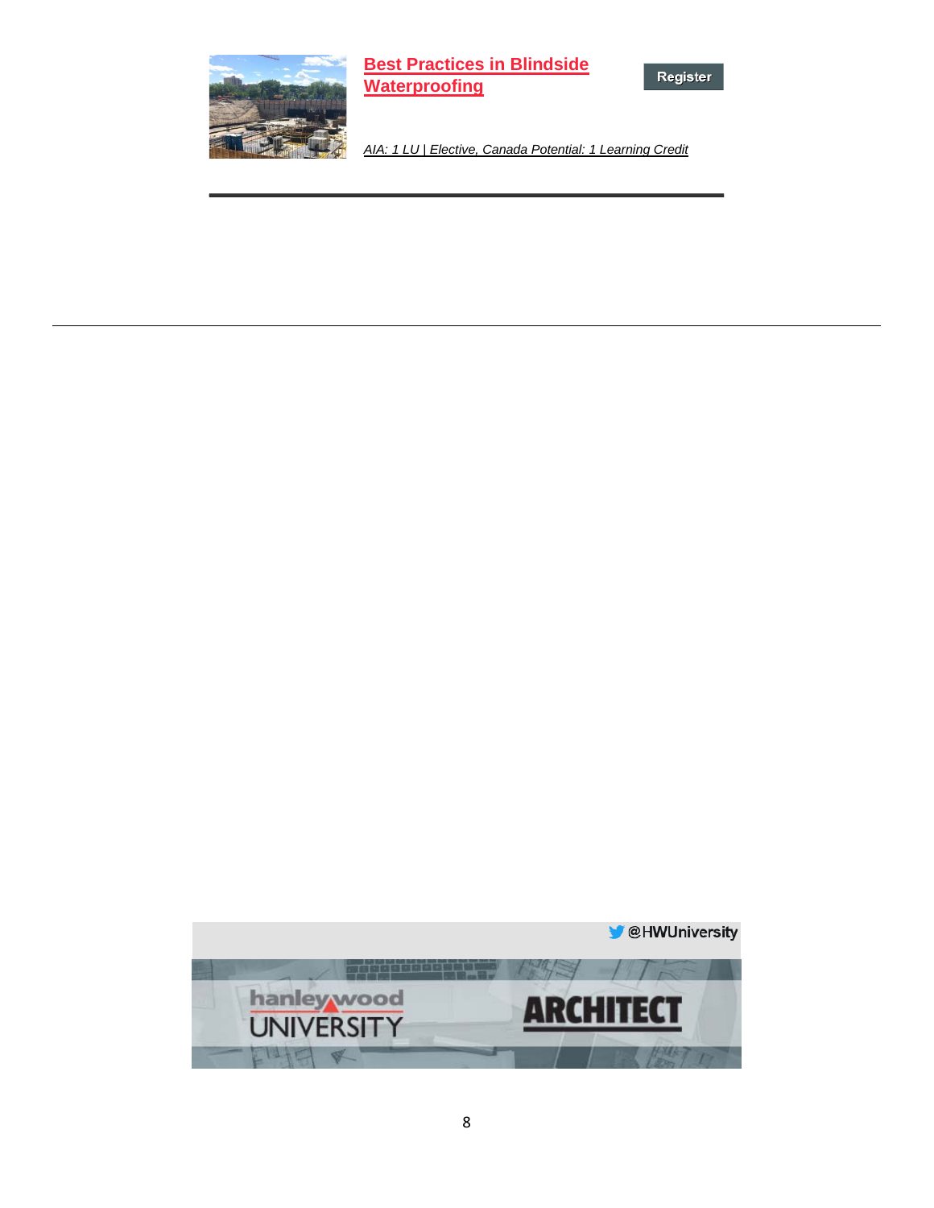**[Best Practices in Blindside Waterproofing](#)**

Register

*AIA: 1 LU | Elective, Canada Potential: 1 Learning Credit*

---

@HWUniversity

hanley wood UNIVERSITY

ARCHITECT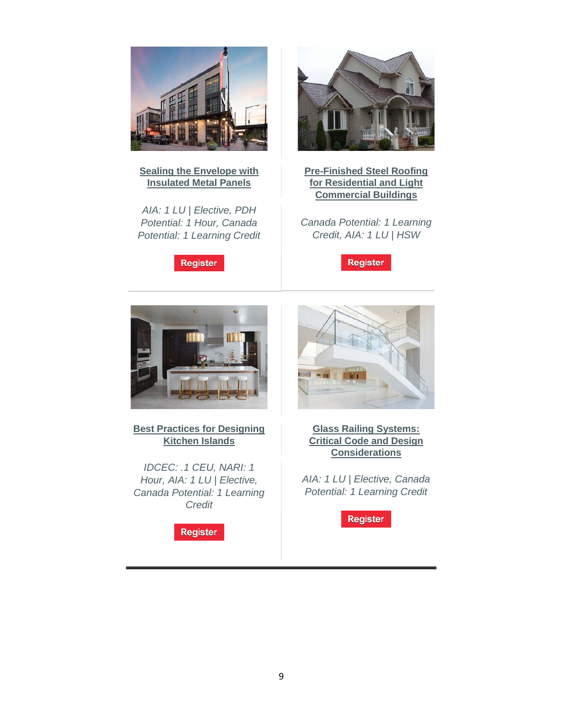**Sealing the Envelope with Insulated Metal Panels**

*AIA: 1 LU | Elective, PDH Potential: 1 Hour, Canada Potential: 1 Learning Credit*

Register

**Pre-Finished Steel Roofing for Residential and Light Commercial Buildings**

*Canada Potential: 1 Learning Credit, AIA: 1 LU | HSW*

Register

**Best Practices for Designing Kitchen Islands**

*IDCEC: .1 CEU, NARI: 1 Hour, AIA: 1 LU | Elective, Canada Potential: 1 Learning Credit*

Register

**Glass Railing Systems: Critical Code and Design Considerations**

*AIA: 1 LU | Elective, Canada Potential: 1 Learning Credit*

Register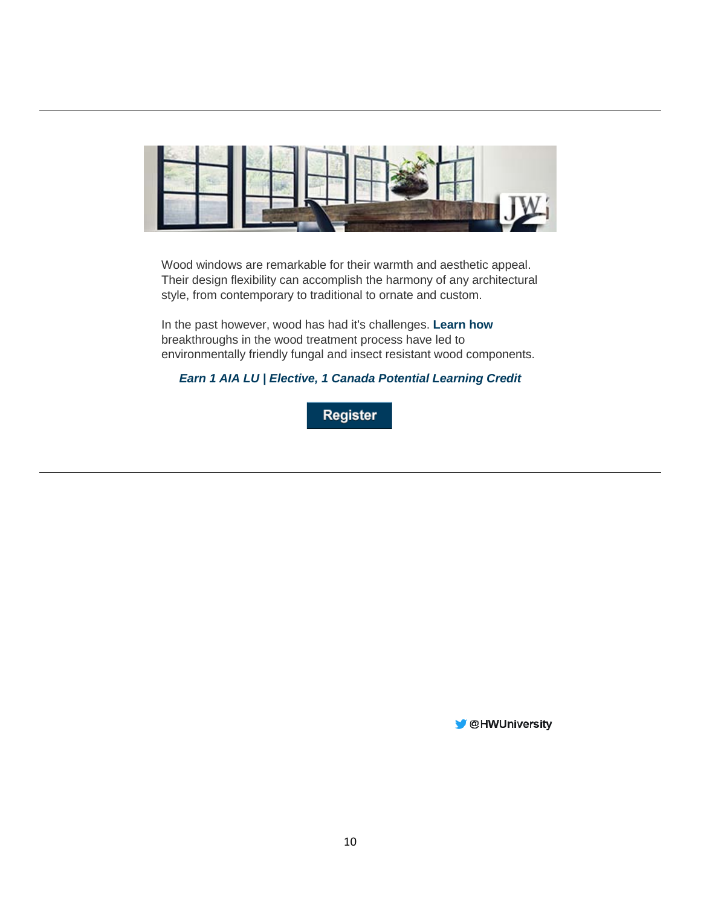Wood windows are remarkable for their warmth and aesthetic appeal. Their design flexibility can accomplish the harmony of any architectural style, from contemporary to traditional to ornate and custom.

In the past however, wood has had it's challenges. **Learn how** breakthroughs in the wood treatment process have led to environmentally friendly fungal and insect resistant wood components.

***Earn 1 AIA LU | Elective, 1 Canada Potential Learning Credit***

**Register**

@HWUniversity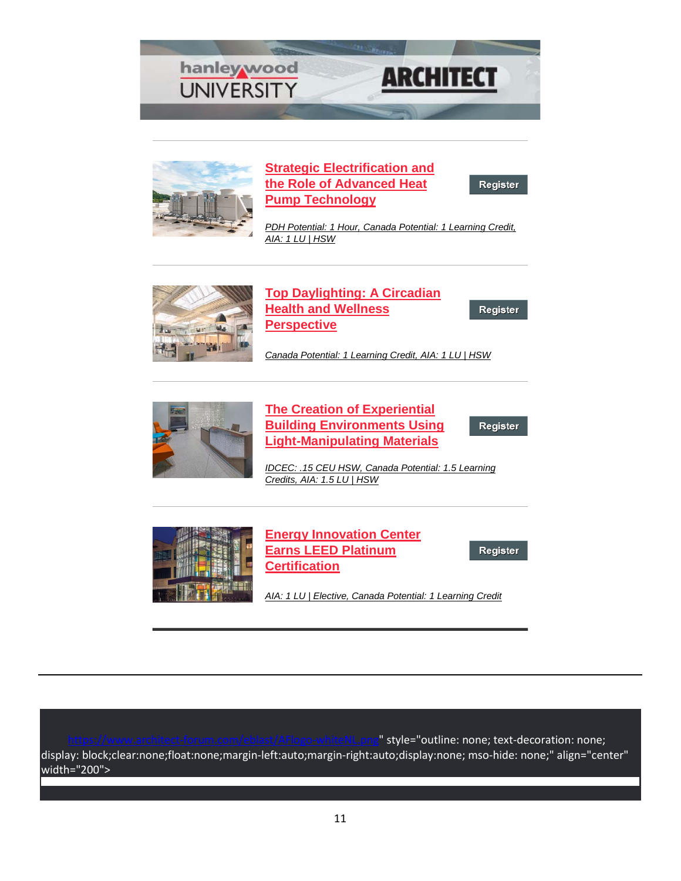hanleywood UNIVERSITY | ARCHITECT

---

[Strategic Electrification and the Role of Advanced Heat Pump Technology](#)

Register

*PDH Potential: 1 Hour, Canada Potential: 1 Learning Credit, AIA: 1 LU | HSW*

---

[Top Daylighting: A Circadian Health and Wellness Perspective](#)

Register

*Canada Potential: 1 Learning Credit, AIA: 1 LU | HSW*

---

[The Creation of Experiential Building Environments Using Light-Manipulating Materials](#)

Register

*IDCEC: .15 CEU HSW, Canada Potential: 1.5 Learning Credits, AIA: 1.5 LU | HSW*

---

[Energy Innovation Center Earns LEED Platinum Certification](#)

Register

*AIA: 1 LU | Elective, Canada Potential: 1 Learning Credit*

---

https://www.architect-forum.com/eblast/AFlogo-whiteNL.png" style="outline: none; text-decoration: none; display: block;clear:none;float:none;margin-left:auto;margin-right:auto;display:none; mso-hide: none;" align="center" width="200">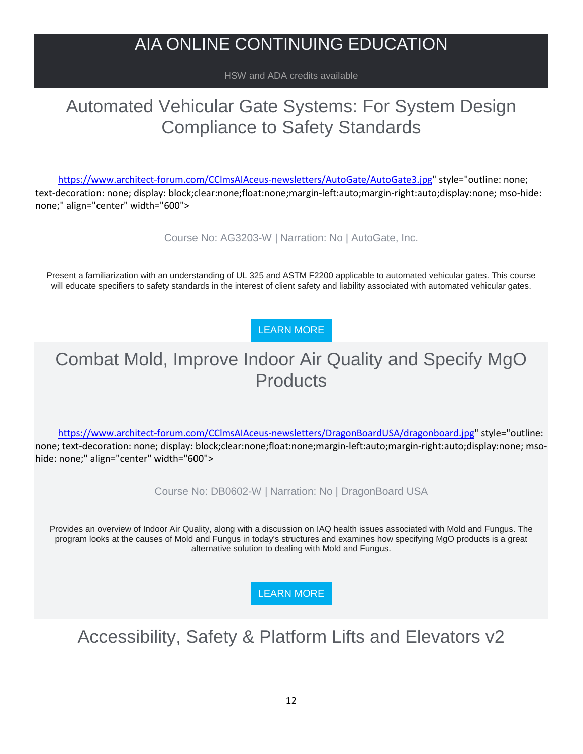# AIA ONLINE CONTINUING EDUCATION

HSW and ADA credits available

## Automated Vehicular Gate Systems: For System Design Compliance to Safety Standards

https://www.architect-forum.com/CClmsAIAceus-newsletters/AutoGate/AutoGate3.jpg" style="outline: none; text-decoration: none; display: block;clear:none;float:none;margin-left:auto;margin-right:auto;display:none; mso-hide: none;" align="center" width="600">

Course No: AG3203-W | Narration: No | AutoGate, Inc.

Present a familiarization with an understanding of UL 325 and ASTM F2200 applicable to automated vehicular gates. This course will educate specifiers to safety standards in the interest of client safety and liability associated with automated vehicular gates.

LEARN MORE

## Combat Mold, Improve Indoor Air Quality and Specify MgO Products

https://www.architect-forum.com/CClmsAIAceus-newsletters/DragonBoardUSA/dragonboard.jpg" style="outline: none; text-decoration: none; display: block;clear:none;float:none;margin-left:auto;margin-right:auto;display:none; mso-hide: none;" align="center" width="600">

Course No: DB0602-W | Narration: No | DragonBoard USA

Provides an overview of Indoor Air Quality, along with a discussion on IAQ health issues associated with Mold and Fungus. The program looks at the causes of Mold and Fungus in today's structures and examines how specifying MgO products is a great alternative solution to dealing with Mold and Fungus.

LEARN MORE

## Accessibility, Safety & Platform Lifts and Elevators v2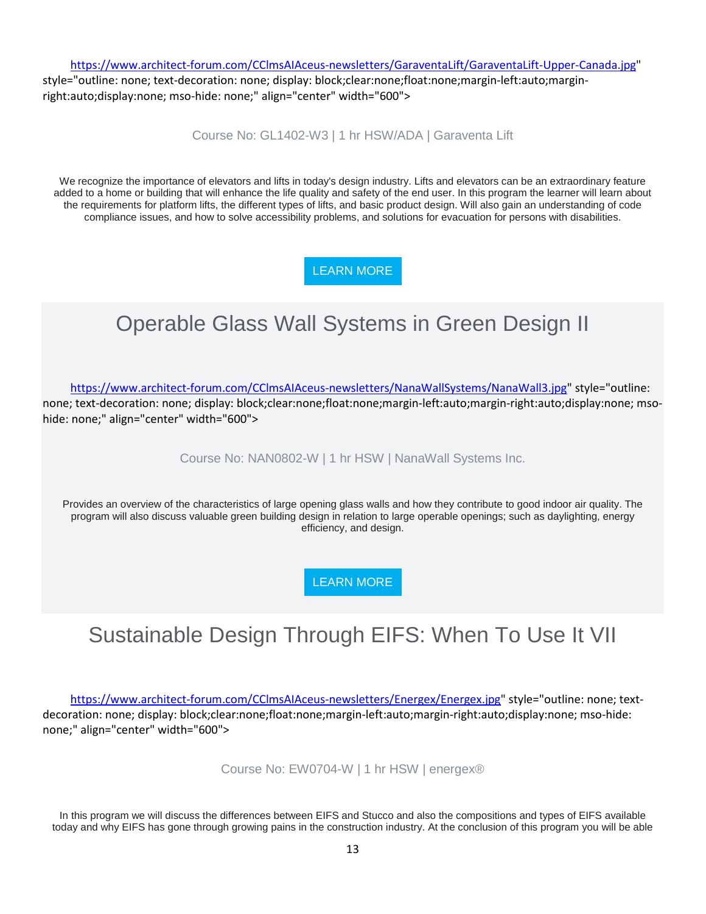https://www.architect-forum.com/CClmsAIAceus-newsletters/GaraventaLift/GaraventaLift-Upper-Canada.jpg" style="outline: none; text-decoration: none; display: block;clear:none;float:none;margin-left:auto;margin-right:auto;display:none; mso-hide: none;" align="center" width="600">

Course No: GL1402-W3 | 1 hr HSW/ADA | Garaventa Lift

We recognize the importance of elevators and lifts in today's design industry. Lifts and elevators can be an extraordinary feature added to a home or building that will enhance the life quality and safety of the end user. In this program the learner will learn about the requirements for platform lifts, the different types of lifts, and basic product design. Will also gain an understanding of code compliance issues, and how to solve accessibility problems, and solutions for evacuation for persons with disabilities.

LEARN MORE

# Operable Glass Wall Systems in Green Design II

https://www.architect-forum.com/CClmsAIAceus-newsletters/NanaWallSystems/NanaWall3.jpg" style="outline: none; text-decoration: none; display: block;clear:none;float:none;margin-left:auto;margin-right:auto;display:none; mso-hide: none;" align="center" width="600">

Course No: NAN0802-W | 1 hr HSW | NanaWall Systems Inc.

Provides an overview of the characteristics of large opening glass walls and how they contribute to good indoor air quality. The program will also discuss valuable green building design in relation to large operable openings; such as daylighting, energy efficiency, and design.

LEARN MORE

# Sustainable Design Through EIFS: When To Use It VII

https://www.architect-forum.com/CClmsAIAceus-newsletters/Energex/Energex.jpg" style="outline: none; text-decoration: none; display: block;clear:none;float:none;margin-left:auto;margin-right:auto;display:none; mso-hide: none;" align="center" width="600">

Course No: EW0704-W | 1 hr HSW | energex®

In this program we will discuss the differences between EIFS and Stucco and also the compositions and types of EIFS available today and why EIFS has gone through growing pains in the construction industry. At the conclusion of this program you will be able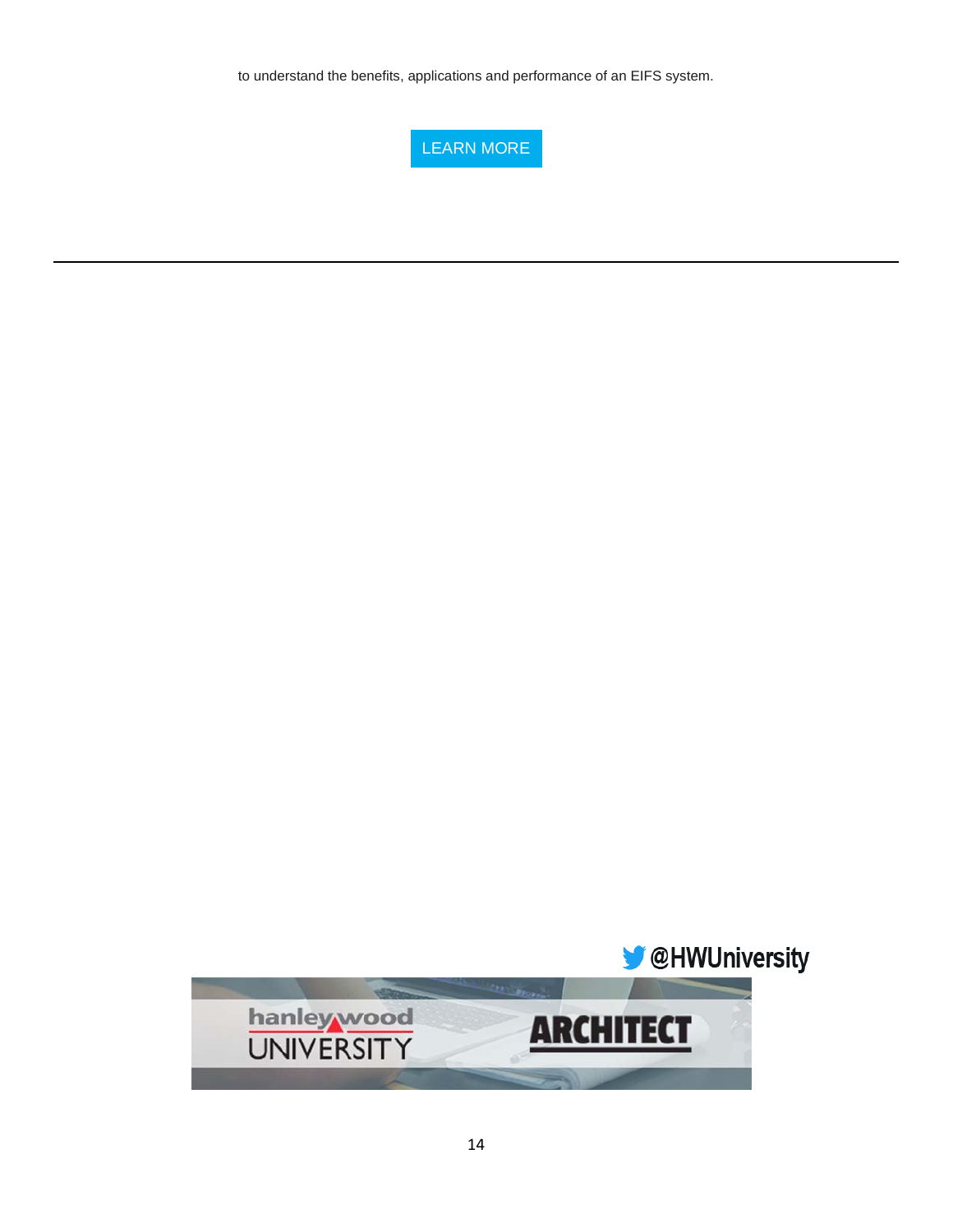to understand the benefits, applications and performance of an EIFS system.

LEARN MORE

---

@HWUniversity

hanley wood UNIVERSITY ARCHITECT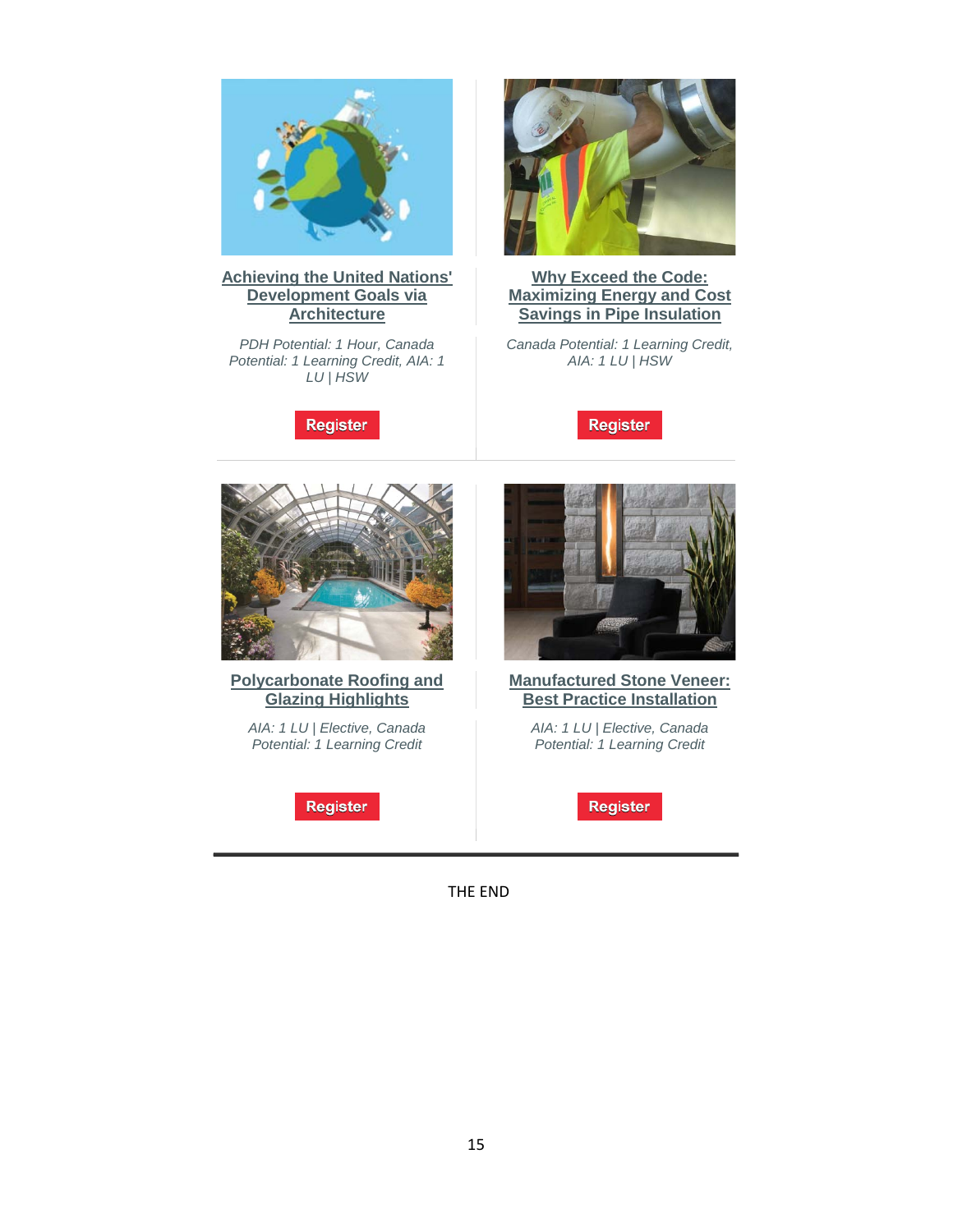**Achieving the United Nations' Development Goals via Architecture**

*PDH Potential: 1 Hour, Canada Potential: 1 Learning Credit, AIA: 1 LU | HSW*

Register

**Why Exceed the Code: Maximizing Energy and Cost Savings in Pipe Insulation**

*Canada Potential: 1 Learning Credit, AIA: 1 LU | HSW*

Register

**Polycarbonate Roofing and Glazing Highlights**

*AIA: 1 LU | Elective, Canada Potential: 1 Learning Credit*

Register

**Manufactured Stone Veneer: Best Practice Installation**

*AIA: 1 LU | Elective, Canada Potential: 1 Learning Credit*

Register

---

THE END